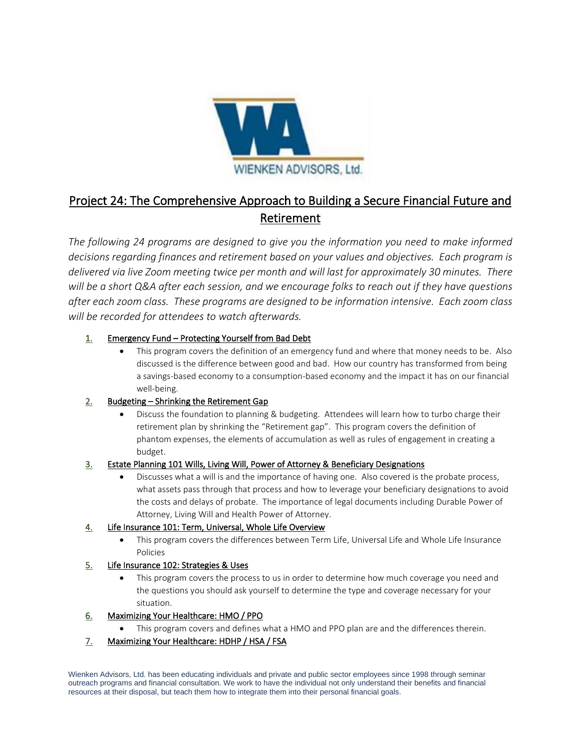WIENKEN ADVISORS, Ltd.

# Project 24: The Comprehensive Approach to Building a Secure Financial Future and Retirement

*The following 24 programs are designed to give you the information you need to make informed decisions regarding finances and retirement based on your values and objectives. Each program is delivered via live Zoom meeting twice per month and will last for approximately 30 minutes. There will be a short Q&A after each session, and we encourage folks to reach out if they have questions after each zoom class. These programs are designed to be information intensive. Each zoom class will be recorded for attendees to watch afterwards.*

1. Emergency Fund – Protecting Yourself from Bad Debt
   - This program covers the definition of an emergency fund and where that money needs to be. Also discussed is the difference between good and bad. How our country has transformed from being a savings-based economy to a consumption-based economy and the impact it has on our financial well-being.
2. Budgeting – Shrinking the Retirement Gap
   - Discuss the foundation to planning & budgeting. Attendees will learn how to turbo charge their retirement plan by shrinking the "Retirement gap". This program covers the definition of phantom expenses, the elements of accumulation as well as rules of engagement in creating a budget.
3. Estate Planning 101 Wills, Living Will, Power of Attorney & Beneficiary Designations
   - Discusses what a will is and the importance of having one. Also covered is the probate process, what assets pass through that process and how to leverage your beneficiary designations to avoid the costs and delays of probate. The importance of legal documents including Durable Power of Attorney, Living Will and Health Power of Attorney.
4. Life Insurance 101: Term, Universal, Whole Life Overview
   - This program covers the differences between Term Life, Universal Life and Whole Life Insurance Policies
5. Life Insurance 102: Strategies & Uses
   - This program covers the process to us in order to determine how much coverage you need and the questions you should ask yourself to determine the type and coverage necessary for your situation.
6. Maximizing Your Healthcare: HMO / PPO
   - This program covers and defines what a HMO and PPO plan are and the differences therein.
7. Maximizing Your Healthcare: HDHP / HSA / FSA

Wienken Advisors, Ltd. has been educating individuals and private and public sector employees since 1998 through seminar outreach programs and financial consultation. We work to have the individual not only understand their benefits and financial resources at their disposal, but teach them how to integrate them into their personal financial goals.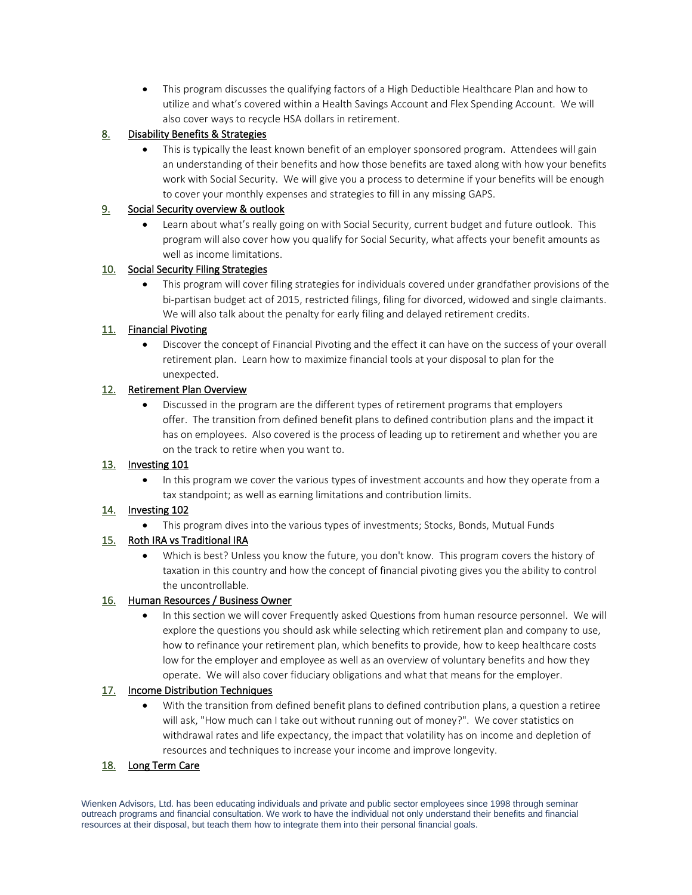- This program discusses the qualifying factors of a High Deductible Healthcare Plan and how to utilize and what's covered within a Health Savings Account and Flex Spending Account. We will also cover ways to recycle HSA dollars in retirement.

8. Disability Benefits & Strategies
   - This is typically the least known benefit of an employer sponsored program. Attendees will gain an understanding of their benefits and how those benefits are taxed along with how your benefits work with Social Security. We will give you a process to determine if your benefits will be enough to cover your monthly expenses and strategies to fill in any missing GAPS.
9. Social Security overview & outlook
   - Learn about what's really going on with Social Security, current budget and future outlook. This program will also cover how you qualify for Social Security, what affects your benefit amounts as well as income limitations.
10. Social Security Filing Strategies
    - This program will cover filing strategies for individuals covered under grandfather provisions of the bi-partisan budget act of 2015, restricted filings, filing for divorced, widowed and single claimants. We will also talk about the penalty for early filing and delayed retirement credits.
11. Financial Pivoting
    - Discover the concept of Financial Pivoting and the effect it can have on the success of your overall retirement plan. Learn how to maximize financial tools at your disposal to plan for the unexpected.
12. Retirement Plan Overview
    - Discussed in the program are the different types of retirement programs that employers offer. The transition from defined benefit plans to defined contribution plans and the impact it has on employees. Also covered is the process of leading up to retirement and whether you are on the track to retire when you want to.
13. Investing 101
    - In this program we cover the various types of investment accounts and how they operate from a tax standpoint; as well as earning limitations and contribution limits.
14. Investing 102
    - This program dives into the various types of investments; Stocks, Bonds, Mutual Funds
15. Roth IRA vs Traditional IRA
    - Which is best? Unless you know the future, you don't know. This program covers the history of taxation in this country and how the concept of financial pivoting gives you the ability to control the uncontrollable.
16. Human Resources / Business Owner
    - In this section we will cover Frequently asked Questions from human resource personnel. We will explore the questions you should ask while selecting which retirement plan and company to use, how to refinance your retirement plan, which benefits to provide, how to keep healthcare costs low for the employer and employee as well as an overview of voluntary benefits and how they operate. We will also cover fiduciary obligations and what that means for the employer.
17. Income Distribution Techniques
    - With the transition from defined benefit plans to defined contribution plans, a question a retiree will ask, "How much can I take out without running out of money?". We cover statistics on withdrawal rates and life expectancy, the impact that volatility has on income and depletion of resources and techniques to increase your income and improve longevity.
18. Long Term Care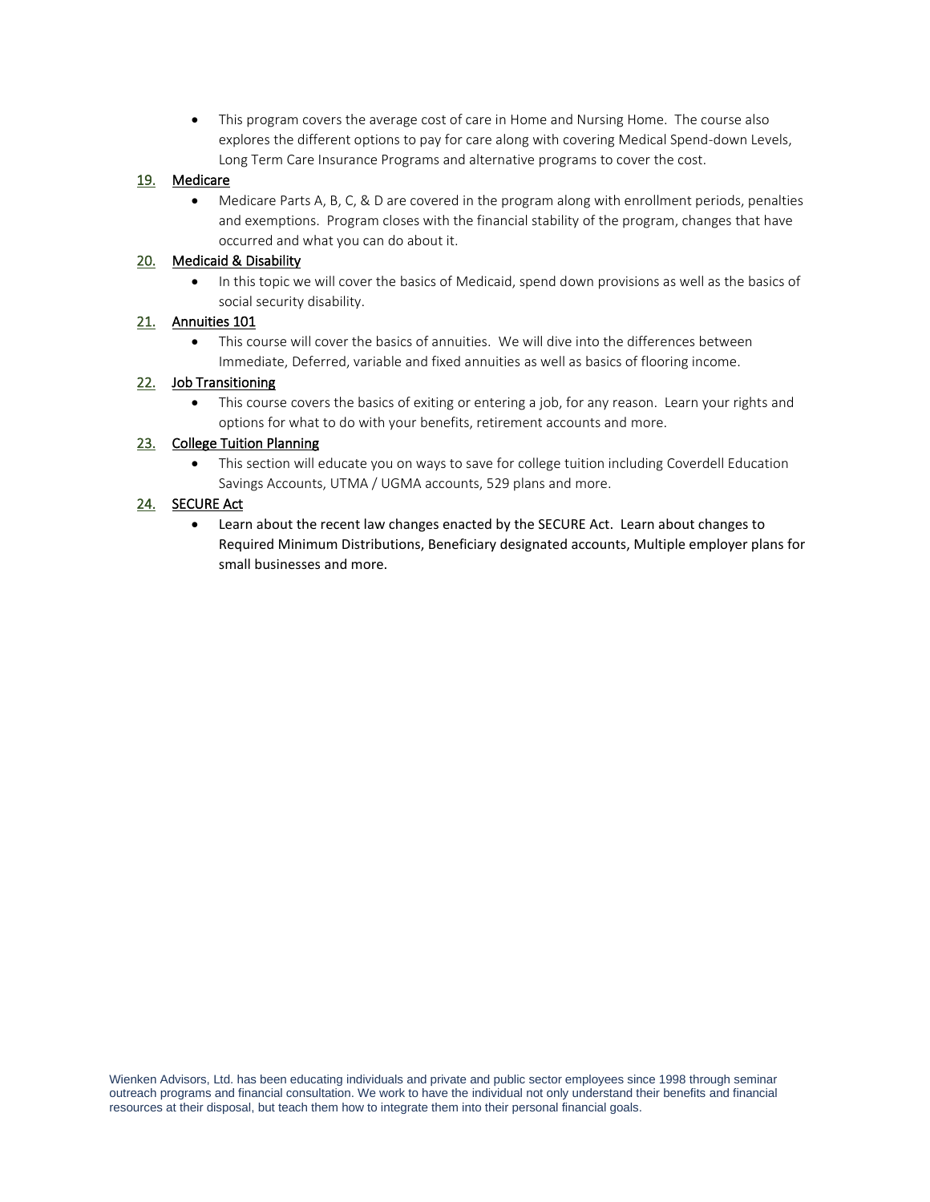- This program covers the average cost of care in Home and Nursing Home. The course also explores the different options to pay for care along with covering Medical Spend-down Levels, Long Term Care Insurance Programs and alternative programs to cover the cost.

19. Medicare
    - Medicare Parts A, B, C, & D are covered in the program along with enrollment periods, penalties and exemptions. Program closes with the financial stability of the program, changes that have occurred and what you can do about it.

20. Medicaid & Disability
    - In this topic we will cover the basics of Medicaid, spend down provisions as well as the basics of social security disability.

21. Annuities 101
    - This course will cover the basics of annuities. We will dive into the differences between Immediate, Deferred, variable and fixed annuities as well as basics of flooring income.

22. Job Transitioning
    - This course covers the basics of exiting or entering a job, for any reason. Learn your rights and options for what to do with your benefits, retirement accounts and more.

23. College Tuition Planning
    - This section will educate you on ways to save for college tuition including Coverdell Education Savings Accounts, UTMA / UGMA accounts, 529 plans and more.

24. SECURE Act
    - Learn about the recent law changes enacted by the SECURE Act. Learn about changes to Required Minimum Distributions, Beneficiary designated accounts, Multiple employer plans for small businesses and more.

Wienken Advisors, Ltd. has been educating individuals and private and public sector employees since 1998 through seminar outreach programs and financial consultation. We work to have the individual not only understand their benefits and financial resources at their disposal, but teach them how to integrate them into their personal financial goals.